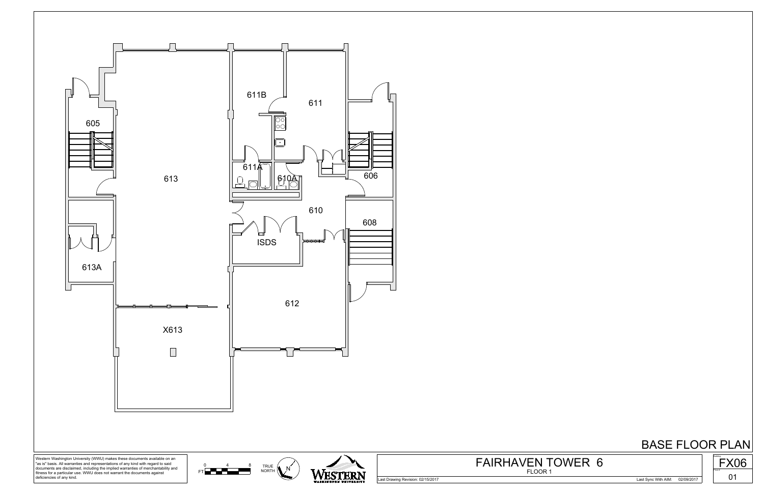605

613

613A

X613

611B

611

611A

610A

606

610

608

ISDS

612

# BASE FLOOR PLAN

Western Washington University (WWU) makes these documents available on an "as is" basis. All warranties and representations of any kind with regard to said documents are disclaimed, including the implied warranties of merchantability and fitness for a particular use. WWU does not warrant the documents against deficiencies of any kind.

FT 0 4 8

TRUE NORTH

N

WESTERN WASHINGTON UNIVERSITY

## FAIRHAVEN TOWER 6

FLOOR 1

Last Drawing Revision: 02/15/2017

Last Sync With AIM: 02/09/2017

FX06

01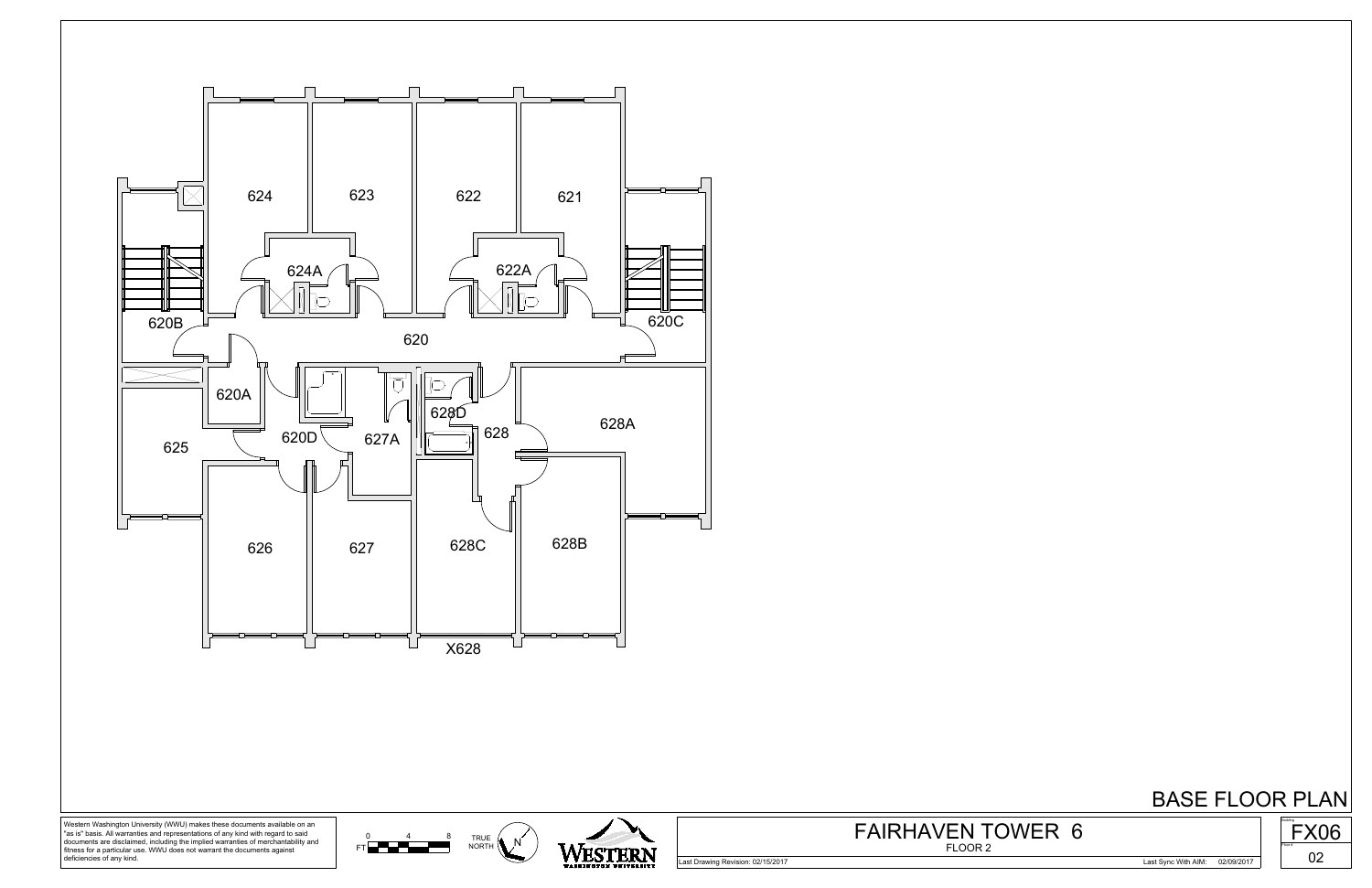# BASE FLOOR PLAN

624 | 623 | 622 | 621

624A | 622A

620B | 620 | 620C

620A | 628D | 628 | 628A

625 | 620D | 627A

626 | 627 | 628C | 628B

X628

## FAIRHAVEN TOWER 6

FLOOR 2

Last Drawing Revision: 02/15/2017

Last Sync With AIM: 02/09/2017

Building: FX06

Floor #: 02

0 4 8 FT

TRUE NORTH

WESTERN WASHINGTON UNIVERSITY

Western Washington University (WWU) makes these documents available on an "as is" basis. All warranties and representations of any kind with regard to said documents are disclaimed, including the implied warranties of merchantability and fitness for a particular use. WWU does not warrant the documents against deficiencies of any kind.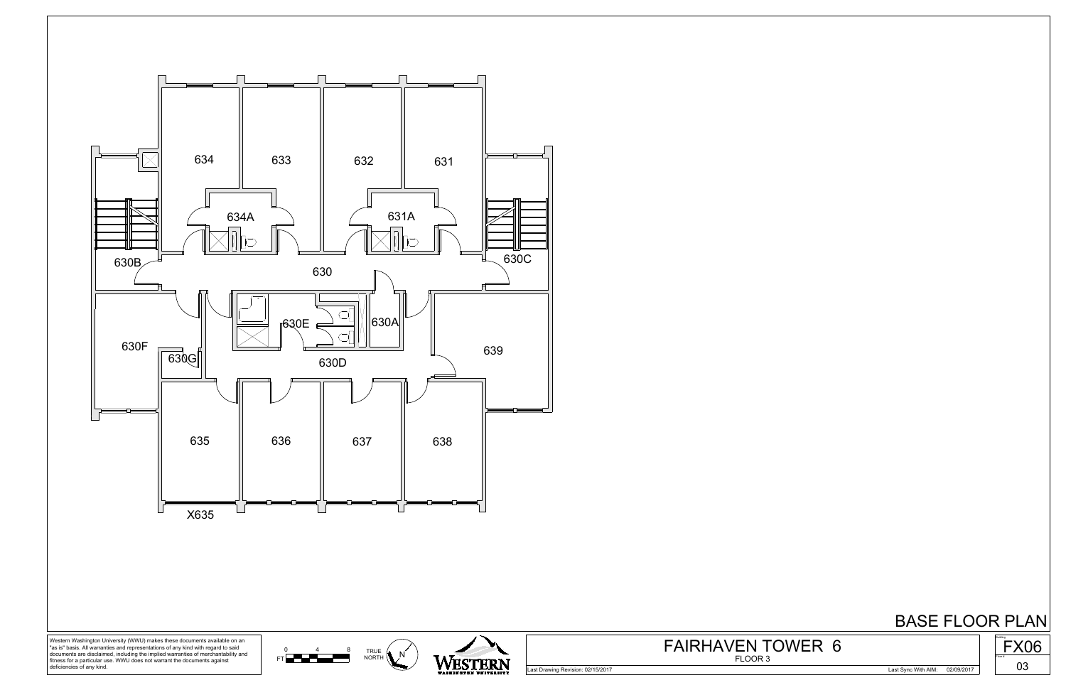634

633

632

631

634A

631A

630B

630

630C

630E

630A

630F

630G

630D

639

635

636

637

638

X635

# BASE FLOOR PLAN

Western Washington University (WWU) makes these documents available on an "as is" basis. All warranties and representations of any kind with regard to said documents are disclaimed, including the implied warranties of merchantability and fitness for a particular use. WWU does not warrant the documents against deficiencies of any kind.

FT 0 4 8

TRUE NORTH

N

WESTERN WASHINGTON UNIVERSITY

## FAIRHAVEN TOWER 6

FLOOR 3

Last Drawing Revision: 02/15/2017

Last Sync With AIM: 02/09/2017

FX06

03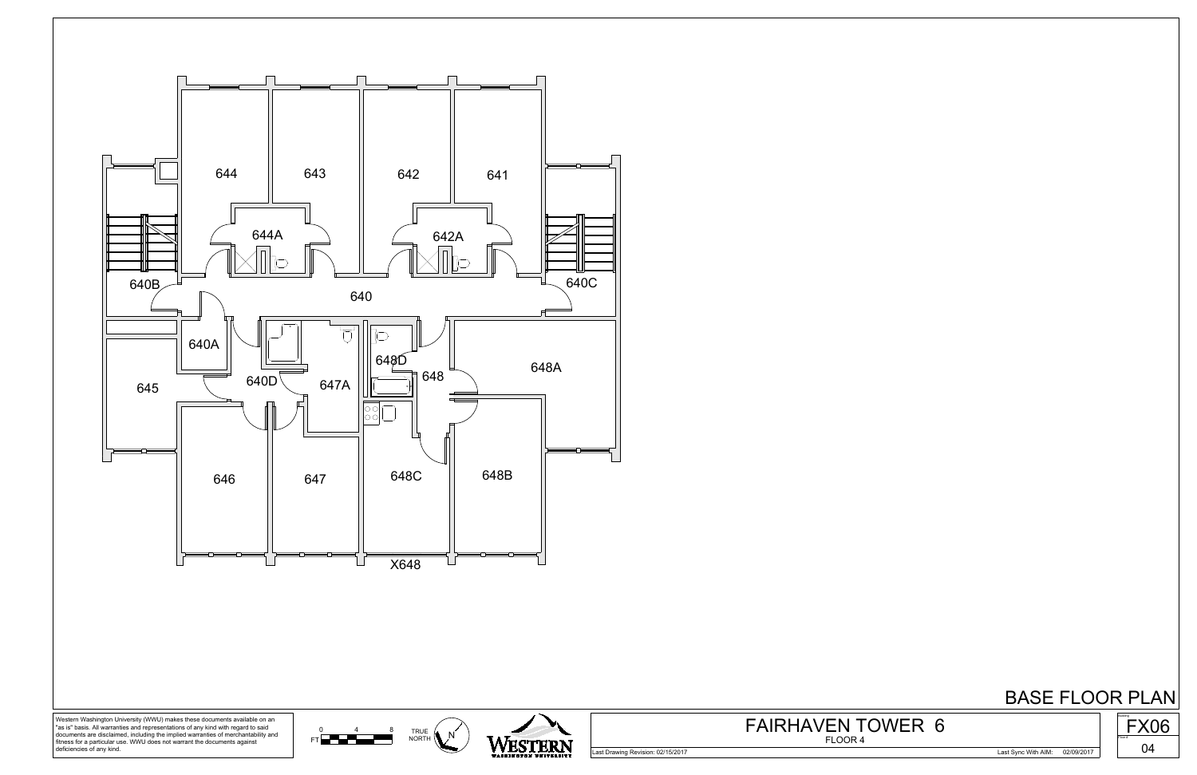644

643

642

641

644A

642A

640B

640

640C

640A

648D

648

648A

645

640D

647A

646

647

648C

648B

X648

# BASE FLOOR PLAN

Western Washington University (WWU) makes these documents available on an "as is" basis. All warranties and representations of any kind with regard to said documents are disclaimed, including the implied warranties of merchantability and fitness for a particular use. WWU does not warrant the documents against deficiencies of any kind.

FT 0 4 8

TRUE NORTH N

WESTERN WASHINGTON UNIVERSITY

## FAIRHAVEN TOWER 6

FLOOR 4

Last Drawing Revision: 02/15/2017

Last Sync With AIM: 02/09/2017

Building FX06

Floor # 04